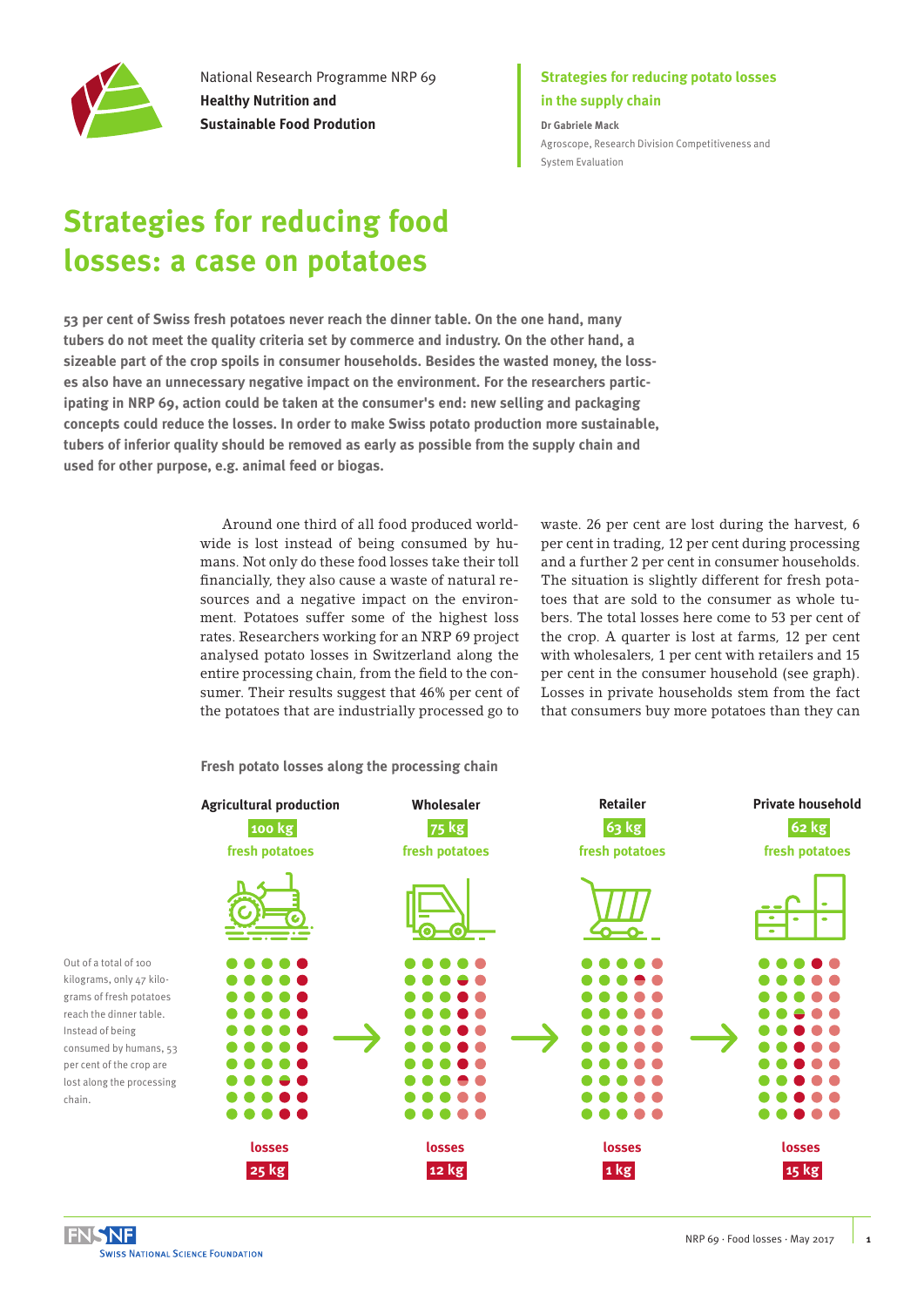National Research Programme NRP 69
**Healthy Nutrition and Sustainable Food Prodution**

**Strategies for reducing potato losses in the supply chain**

**Dr Gabriele Mack**
Agroscope, Research Division Competitiveness and System Evaluation

# Strategies for reducing food losses: a case on potatoes

**53 per cent of Swiss fresh potatoes never reach the dinner table. On the one hand, many tubers do not meet the quality criteria set by commerce and industry. On the other hand, a sizeable part of the crop spoils in consumer households. Besides the wasted money, the losses also have an unnecessary negative impact on the environment. For the researchers participating in NRP 69, action could be taken at the consumer's end: new selling and packaging concepts could reduce the losses. In order to make Swiss potato production more sustainable, tubers of inferior quality should be removed as early as possible from the supply chain and used for other purpose, e.g. animal feed or biogas.**

Around one third of all food produced worldwide is lost instead of being consumed by humans. Not only do these food losses take their toll financially, they also cause a waste of natural resources and a negative impact on the environment. Potatoes suffer some of the highest loss rates. Researchers working for an NRP 69 project analysed potato losses in Switzerland along the entire processing chain, from the field to the consumer. Their results suggest that 46% per cent of the potatoes that are industrially processed go to waste. 26 per cent are lost during the harvest, 6 per cent during trading, 12 per cent during processing and a further 2 per cent in consumer households. The situation is slightly different for fresh potatoes that are sold to the consumer as whole tubers. The total losses here come to 53 per cent of the crop. A quarter is lost at farms, 12 per cent with wholesalers, 1 per cent with retailers and 15 per cent in the consumer household (see graph). Losses in private households stem from the fact that consumers buy more potatoes than they can

**Fresh potato losses along the processing chain**

Agricultural production
100 kg
fresh potatoes
losses
25 kg

Wholesaler
75 kg
fresh potatoes
losses
12 kg

Retailer
63 kg
fresh potatoes
losses
1 kg

Private household
62 kg
fresh potatoes
losses
15 kg

Out of a total of 100 kilograms, only 47 kilograms of fresh potatoes reach the dinner table. Instead of being consumed by humans, 53 per cent of the crop are lost along the processing chain.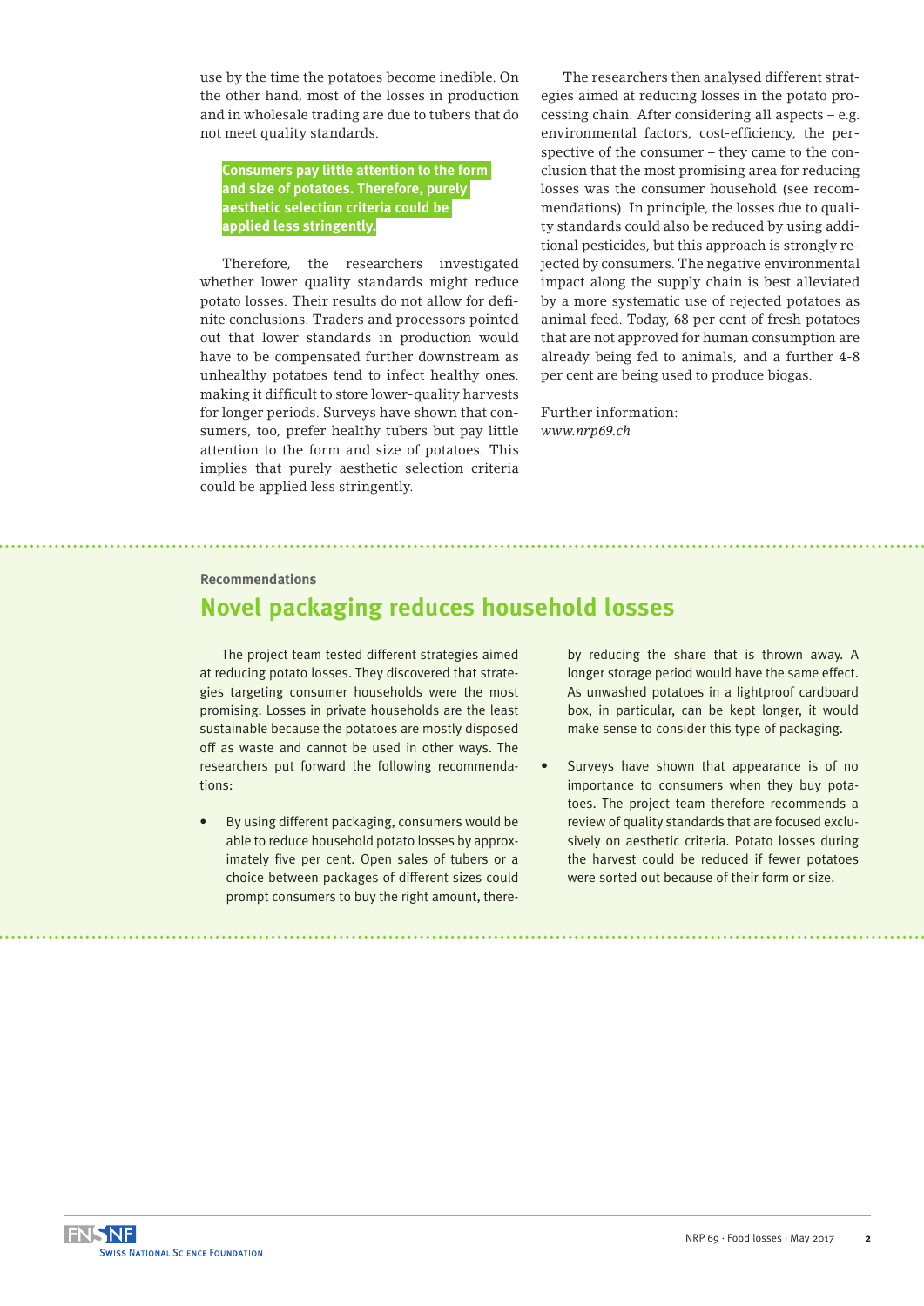use by the time the potatoes become inedible. On the other hand, most of the losses in production and in wholesale trading are due to tubers that do not meet quality standards.

**Consumers pay little attention to the form and size of potatoes. Therefore, purely aesthetic selection criteria could be applied less stringently.**

Therefore, the researchers investigated whether lower quality standards might reduce potato losses. Their results do not allow for definite conclusions. Traders and processors pointed out that lower standards in production would have to be compensated further downstream as unhealthy potatoes tend to infect healthy ones, making it difficult to store lower-quality harvests for longer periods. Surveys have shown that consumers, too, prefer healthy tubers but pay little attention to the form and size of potatoes. This implies that purely aesthetic selection criteria could be applied less stringently.

The researchers then analysed different strategies aimed at reducing losses in the potato processing chain. After considering all aspects – e.g. environmental factors, cost-efficiency, the perspective of the consumer – they came to the conclusion that the most promising area for reducing losses was the consumer household (see recommendations). In principle, the losses due to quality standards could also be reduced by using additional pesticides, but this approach is strongly rejected by consumers. The negative environmental impact along the supply chain is best alleviated by a more systematic use of rejected potatoes as animal feed. Today, 68 per cent of fresh potatoes that are not approved for human consumption are already being fed to animals, and a further 4-8 per cent are being used to produce biogas.

Further information:
*www.nrp69.ch*

**Recommendations**

## Novel packaging reduces household losses

The project team tested different strategies aimed at reducing potato losses. They discovered that strategies targeting consumer households were the most promising. Losses in private households are the least sustainable because the potatoes are mostly disposed off as waste and cannot be used in other ways. The researchers put forward the following recommendations:

- By using different packaging, consumers would be able to reduce household potato losses by approximately five per cent. Open sales of tubers or a choice between packages of different sizes could prompt consumers to buy the right amount, thereby reducing the share that is thrown away. A longer storage period would have the same effect. As unwashed potatoes in a lightproof cardboard box, in particular, can be kept longer, it would make sense to consider this type of packaging.
- Surveys have shown that appearance is of no importance to consumers when they buy potatoes. The project team therefore recommends a review of quality standards that are focused exclusively on aesthetic criteria. Potato losses during the harvest could be reduced if fewer potatoes were sorted out because of their form or size.